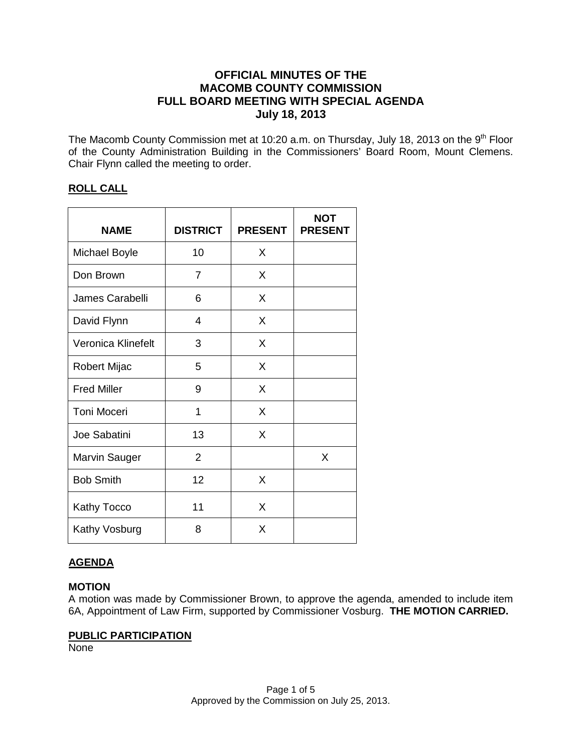# OFFICIAL MINUTES OF THE MACOMB COUNTY COMMISSION FULL BOARD MEETING WITH SPECIAL AGENDA July 18, 2013

The Macomb County Commission met at 10:20 a.m. on Thursday, July 18, 2013 on the 9th Floor of the County Administration Building in the Commissioners' Board Room, Mount Clemens. Chair Flynn called the meeting to order.

## ROLL CALL

| NAME | DISTRICT | PRESENT | NOT PRESENT |
|---|---|---|---|
| Michael Boyle | 10 | X | |
| Don Brown | 7 | X | |
| James Carabelli | 6 | X | |
| David Flynn | 4 | X | |
| Veronica Klinefelt | 3 | X | |
| Robert Mijac | 5 | X | |
| Fred Miller | 9 | X | |
| Toni Moceri | 1 | X | |
| Joe Sabatini | 13 | X | |
| Marvin Sauger | 2 | | X |
| Bob Smith | 12 | X | |
| Kathy Tocco | 11 | X | |
| Kathy Vosburg | 8 | X | |

## AGENDA

**MOTION**

A motion was made by Commissioner Brown, to approve the agenda, amended to include item 6A, Appointment of Law Firm, supported by Commissioner Vosburg. **THE MOTION CARRIED.**

## PUBLIC PARTICIPATION

None

Approved by the Commission on July 25, 2013.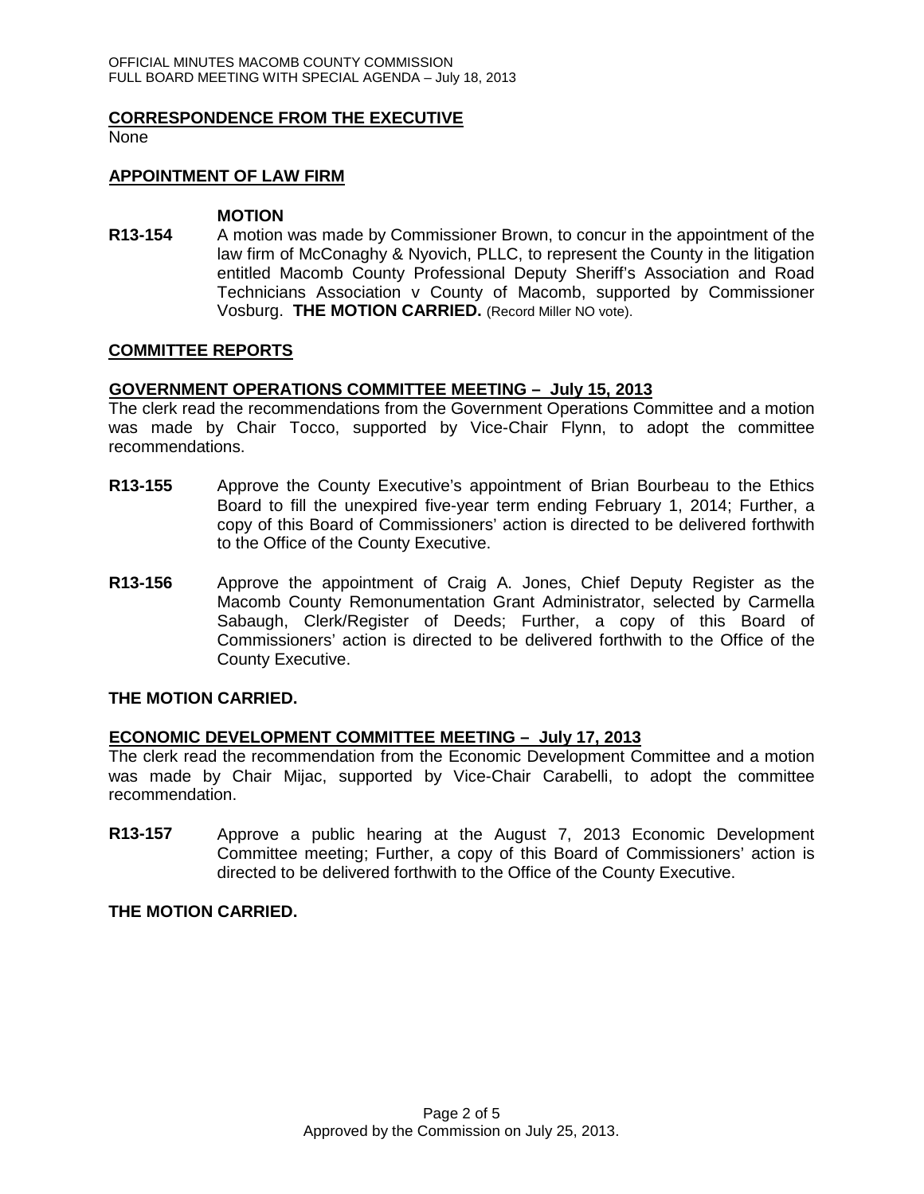## CORRESPONDENCE FROM THE EXECUTIVE

None

## APPOINTMENT OF LAW FIRM

**MOTION**

**R13-154** A motion was made by Commissioner Brown, to concur in the appointment of the law firm of McConaghy & Nyovich, PLLC, to represent the County in the litigation entitled Macomb County Professional Deputy Sheriff's Association and Road Technicians Association v County of Macomb, supported by Commissioner Vosburg. **THE MOTION CARRIED.** (Record Miller NO vote).

## COMMITTEE REPORTS

### GOVERNMENT OPERATIONS COMMITTEE MEETING – July 15, 2013

The clerk read the recommendations from the Government Operations Committee and a motion was made by Chair Tocco, supported by Vice-Chair Flynn, to adopt the committee recommendations.

**R13-155** Approve the County Executive's appointment of Brian Bourbeau to the Ethics Board to fill the unexpired five-year term ending February 1, 2014; Further, a copy of this Board of Commissioners' action is directed to be delivered forthwith to the Office of the County Executive.

**R13-156** Approve the appointment of Craig A. Jones, Chief Deputy Register as the Macomb County Remonumentation Grant Administrator, selected by Carmella Sabaugh, Clerk/Register of Deeds; Further, a copy of this Board of Commissioners' action is directed to be delivered forthwith to the Office of the County Executive.

**THE MOTION CARRIED.**

### ECONOMIC DEVELOPMENT COMMITTEE MEETING – July 17, 2013

The clerk read the recommendation from the Economic Development Committee and a motion was made by Chair Mijac, supported by Vice-Chair Carabelli, to adopt the committee recommendation.

**R13-157** Approve a public hearing at the August 7, 2013 Economic Development Committee meeting; Further, a copy of this Board of Commissioners' action is directed to be delivered forthwith to the Office of the County Executive.

**THE MOTION CARRIED.**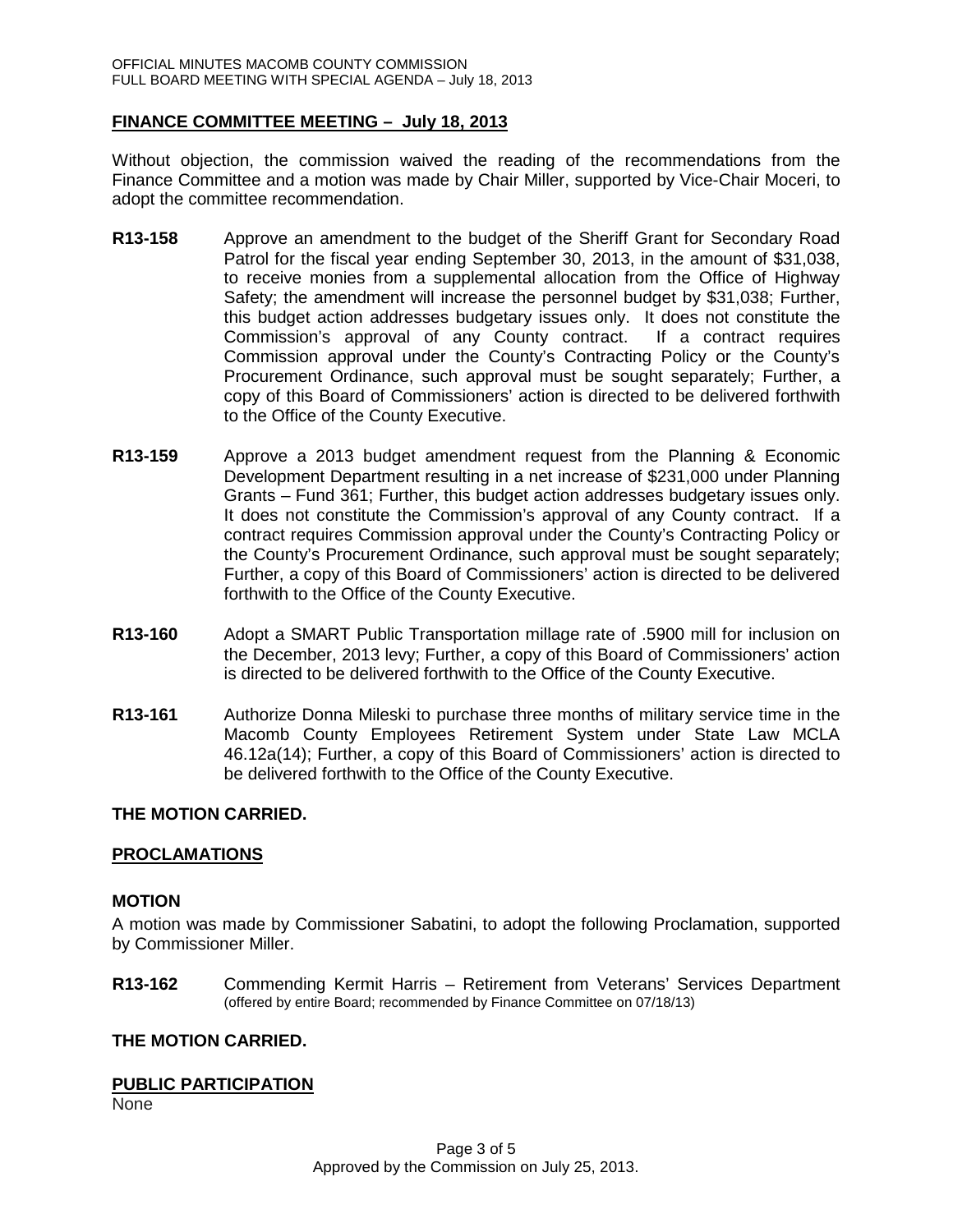## FINANCE COMMITTEE MEETING – July 18, 2013

Without objection, the commission waived the reading of the recommendations from the Finance Committee and a motion was made by Chair Miller, supported by Vice-Chair Moceri, to adopt the committee recommendation.

**R13-158** Approve an amendment to the budget of the Sheriff Grant for Secondary Road Patrol for the fiscal year ending September 30, 2013, in the amount of $31,038, to receive monies from a supplemental allocation from the Office of Highway Safety; the amendment will increase the personnel budget by $31,038; Further, this budget action addresses budgetary issues only. It does not constitute the Commission's approval of any County contract. If a contract requires Commission approval under the County's Contracting Policy or the County's Procurement Ordinance, such approval must be sought separately; Further, a copy of this Board of Commissioners' action is directed to be delivered forthwith to the Office of the County Executive.

**R13-159** Approve a 2013 budget amendment request from the Planning & Economic Development Department resulting in a net increase of $231,000 under Planning Grants – Fund 361; Further, this budget action addresses budgetary issues only. It does not constitute the Commission's approval of any County contract. If a contract requires Commission approval under the County's Contracting Policy or the County's Procurement Ordinance, such approval must be sought separately; Further, a copy of this Board of Commissioners' action is directed to be delivered forthwith to the Office of the County Executive.

**R13-160** Adopt a SMART Public Transportation millage rate of .5900 mill for inclusion on the December, 2013 levy; Further, a copy of this Board of Commissioners' action is directed to be delivered forthwith to the Office of the County Executive.

**R13-161** Authorize Donna Mileski to purchase three months of military service time in the Macomb County Employees Retirement System under State Law MCLA 46.12a(14); Further, a copy of this Board of Commissioners' action is directed to be delivered forthwith to the Office of the County Executive.

**THE MOTION CARRIED.**

## PROCLAMATIONS

**MOTION**

A motion was made by Commissioner Sabatini, to adopt the following Proclamation, supported by Commissioner Miller.

**R13-162** Commending Kermit Harris – Retirement from Veterans' Services Department (offered by entire Board; recommended by Finance Committee on 07/18/13)

**THE MOTION CARRIED.**

## PUBLIC PARTICIPATION

None

Approved by the Commission on July 25, 2013.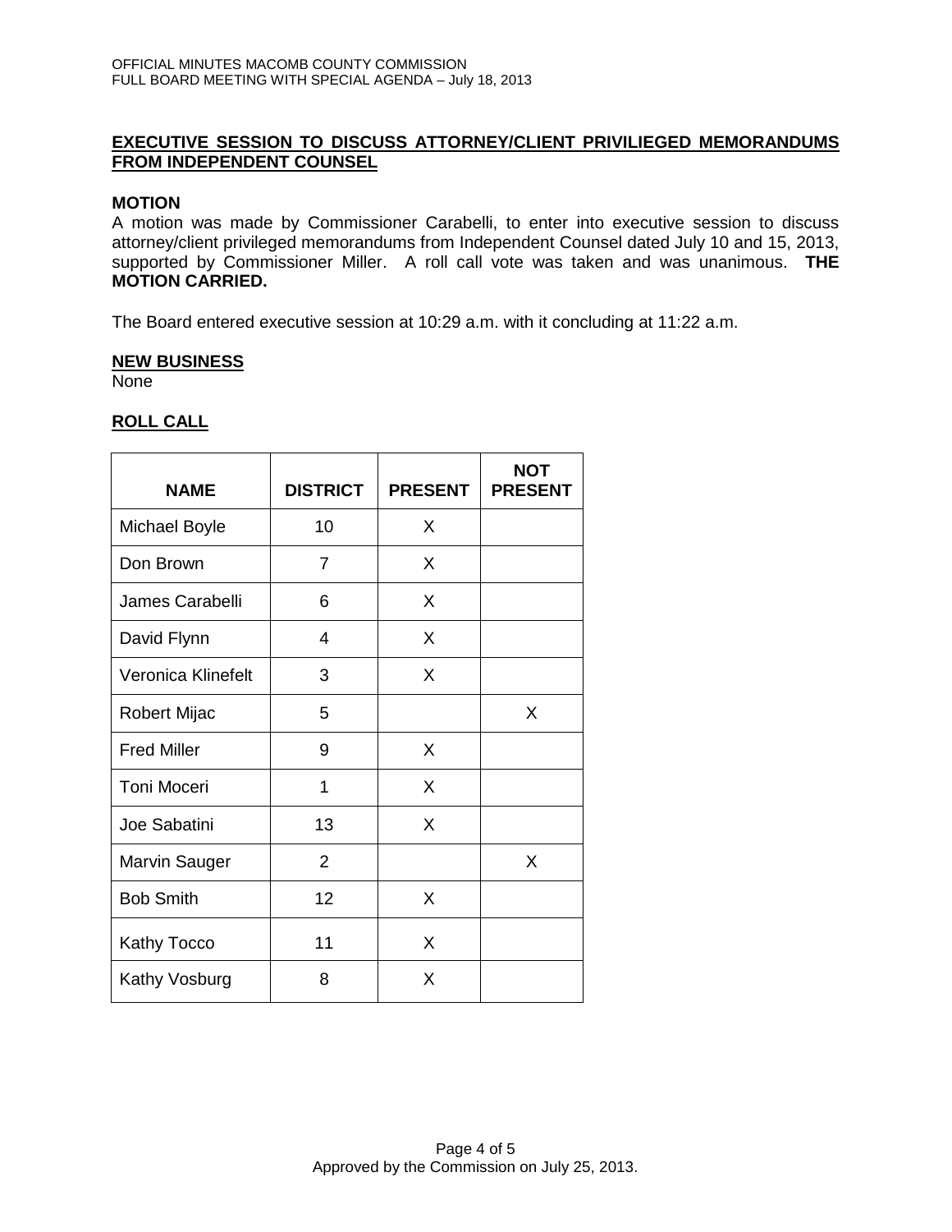## EXECUTIVE SESSION TO DISCUSS ATTORNEY/CLIENT PRIVILIEGED MEMORANDUMS FROM INDEPENDENT COUNSEL

**MOTION**

A motion was made by Commissioner Carabelli, to enter into executive session to discuss attorney/client privileged memorandums from Independent Counsel dated July 10 and 15, 2013, supported by Commissioner Miller. A roll call vote was taken and was unanimous. **THE MOTION CARRIED.**

The Board entered executive session at 10:29 a.m. with it concluding at 11:22 a.m.

**NEW BUSINESS**

None

**ROLL CALL**

| NAME | DISTRICT | PRESENT | NOT PRESENT |
|---|---|---|---|
| Michael Boyle | 10 | X | |
| Don Brown | 7 | X | |
| James Carabelli | 6 | X | |
| David Flynn | 4 | X | |
| Veronica Klinefelt | 3 | X | |
| Robert Mijac | 5 | | X |
| Fred Miller | 9 | X | |
| Toni Moceri | 1 | X | |
| Joe Sabatini | 13 | X | |
| Marvin Sauger | 2 | | X |
| Bob Smith | 12 | X | |
| Kathy Tocco | 11 | X | |
| Kathy Vosburg | 8 | X | |

Approved by the Commission on July 25, 2013.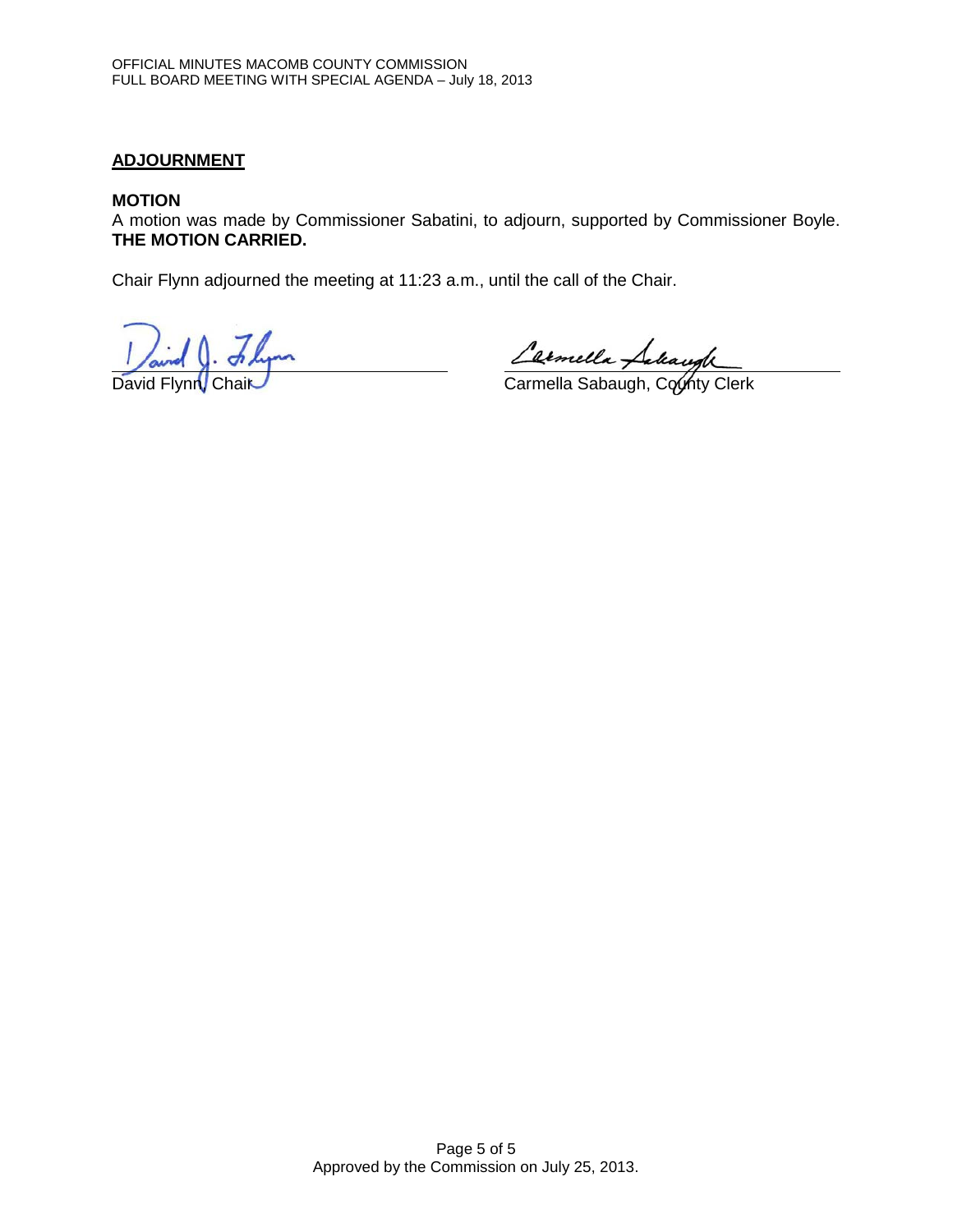## ADJOURNMENT

**MOTION**

A motion was made by Commissioner Sabatini, to adjourn, supported by Commissioner Boyle. **THE MOTION CARRIED.**

Chair Flynn adjourned the meeting at 11:23 a.m., until the call of the Chair.

David Flynn, Chair

Carmella Sabaugh, County Clerk

Approved by the Commission on July 25, 2013.